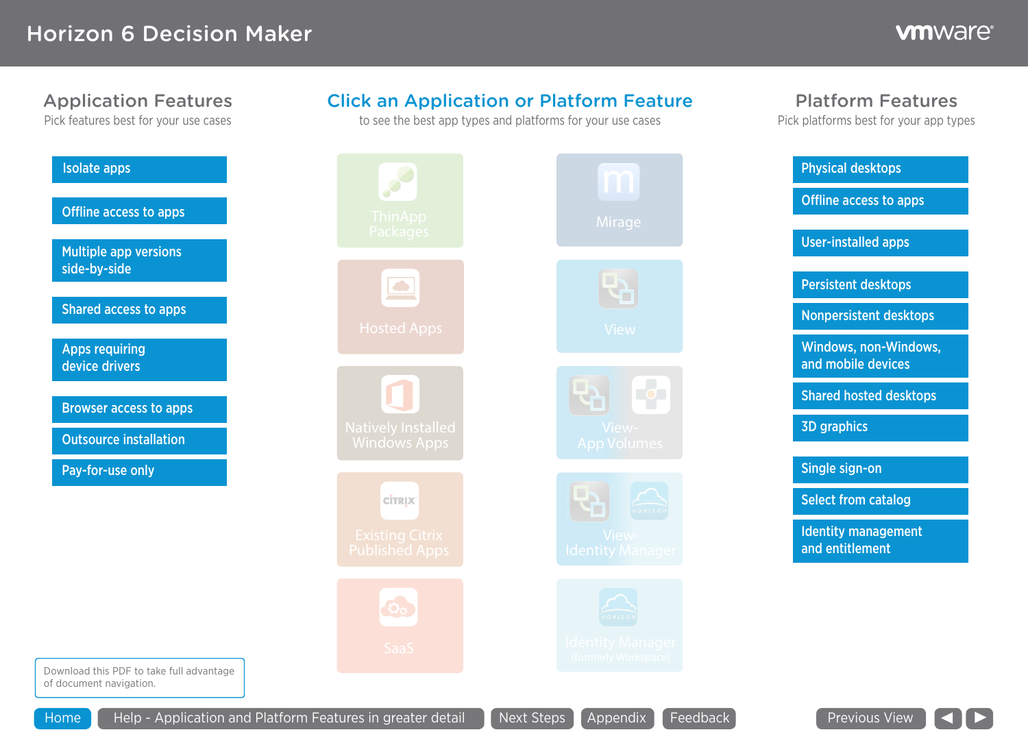# Horizon 6 Decision Maker

vmware®

## Application Features

Pick features best for your use cases

- Isolate apps
- Offline access to apps
- Multiple app versions side-by-side
- Shared access to apps
- Apps requiring device drivers
- Browser access to apps
- Outsource installation
- Pay-for-use only

## Click an Application or Platform Feature

to see the best app types and platforms for your use cases

- ThinApp Packages
- Mirage
- Hosted Apps
- View
- Natively Installed Windows Apps
- View-App Volumes
- Existing Citrix Published Apps
- View-Identity Manager
- SaaS
- Identity Manager (formerly Workspace)

## Platform Features

Pick platforms best for your app types

- Physical desktops
- Offline access to apps
- User-installed apps
- Persistent desktops
- Nonpersistent desktops
- Windows, non-Windows, and mobile devices
- Shared hosted desktops
- 3D graphics
- Single sign-on
- Select from catalog
- Identity management and entitlement

Download this PDF to take full advantage of document navigation.

Home | Help - Application and Platform Features in greater detail | Next Steps | Appendix | Feedback | Previous View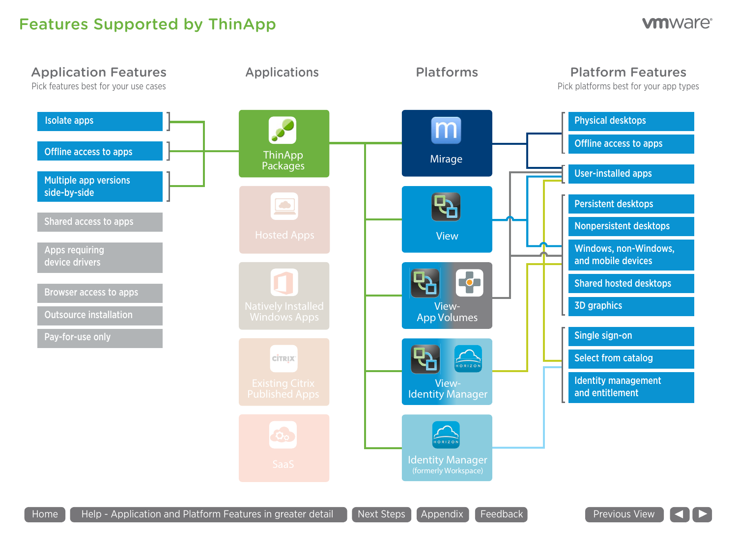# Features Supported by ThinApp

## Application Features

Pick features best for your use cases

- Isolate apps
- Offline access to apps
- Multiple app versions side-by-side
- Shared access to apps
- Apps requiring device drivers
- Browser access to apps
- Outsource installation
- Pay-for-use only

## Applications

- ThinApp Packages
- Hosted Apps
- Natively Installed Windows Apps
- Existing Citrix Published Apps
- SaaS

## Platforms

- Mirage
- View
- View-App Volumes
- View-Identity Manager
- Identity Manager (formerly Workspace)

## Platform Features

Pick platforms best for your app types

- Physical desktops
- Offline access to apps
- User-installed apps
- Persistent desktops
- Nonpersistent desktops
- Windows, non-Windows, and mobile devices
- Shared hosted desktops
- 3D graphics
- Single sign-on
- Select from catalog
- Identity management and entitlement

Home | Help - Application and Platform Features in greater detail | Next Steps | Appendix | Feedback | Previous View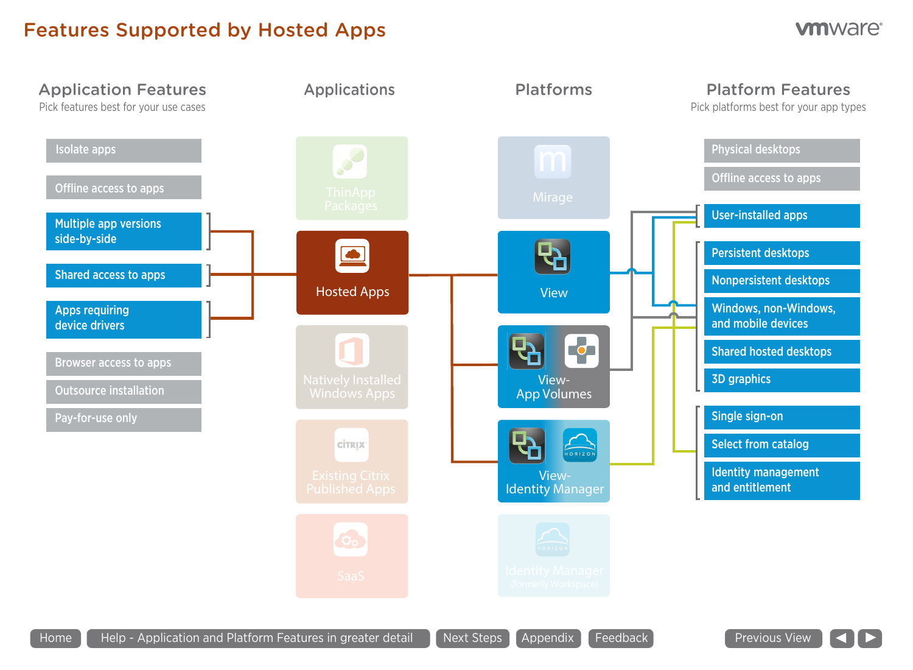# Features Supported by Hosted Apps

## Application Features

Pick features best for your use cases

- Isolate apps
- Offline access to apps
- Multiple app versions side-by-side
- Shared access to apps
- Apps requiring device drivers
- Browser access to apps
- Outsource installation
- Pay-for-use only

## Applications

- ThinApp Packages
- Hosted Apps
- Natively Installed Windows Apps
- Existing Citrix Published Apps
- SaaS

## Platforms

- Mirage
- View
- View-App Volumes
- View-Identity Manager
- Identity Manager (formerly Workspace)

## Platform Features

Pick platforms best for your app types

- Physical desktops
- Offline access to apps
- User-installed apps
- Persistent desktops
- Nonpersistent desktops
- Windows, non-Windows, and mobile devices
- Shared hosted desktops
- 3D graphics
- Single sign-on
- Select from catalog
- Identity management and entitlement

Home | Help - Application and Platform Features in greater detail | Next Steps | Appendix | Feedback | Previous View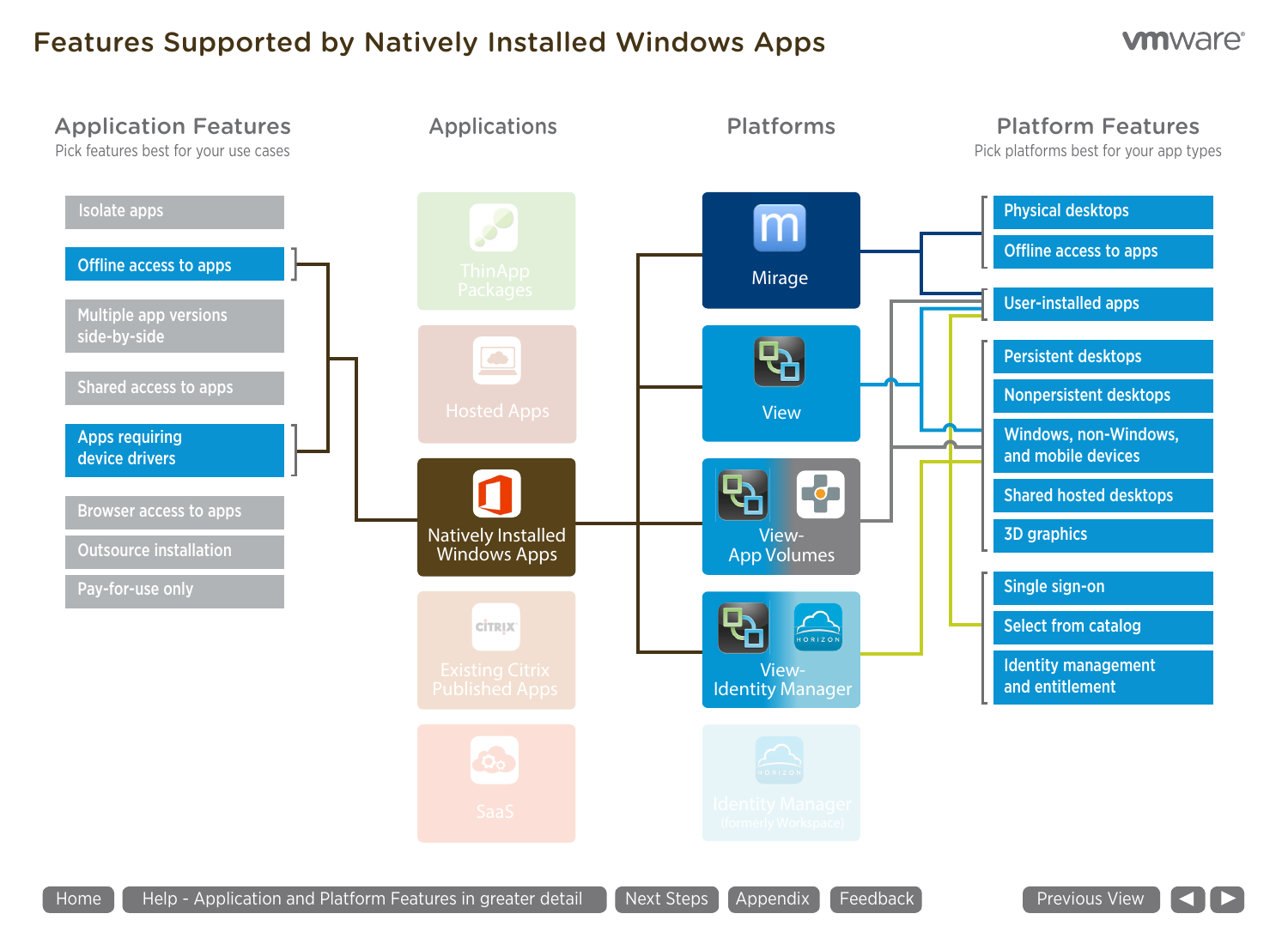# Features Supported by Natively Installed Windows Apps

## Application Features

Pick features best for your use cases

- Isolate apps
- Offline access to apps
- Multiple app versions side-by-side
- Shared access to apps
- Apps requiring device drivers
- Browser access to apps
- Outsource installation
- Pay-for-use only

## Applications

- ThinApp Packages
- Hosted Apps
- Natively Installed Windows Apps
- Existing Citrix Published Apps
- SaaS

## Platforms

- Mirage
- View
- View-App Volumes
- View-Identity Manager
- Identity Manager (formerly Workspace)

## Platform Features

Pick platforms best for your app types

- Physical desktops
- Offline access to apps
- User-installed apps
- Persistent desktops
- Nonpersistent desktops
- Windows, non-Windows, and mobile devices
- Shared hosted desktops
- 3D graphics
- Single sign-on
- Select from catalog
- Identity management and entitlement

Home | Help - Application and Platform Features in greater detail | Next Steps | Appendix | Feedback | Previous View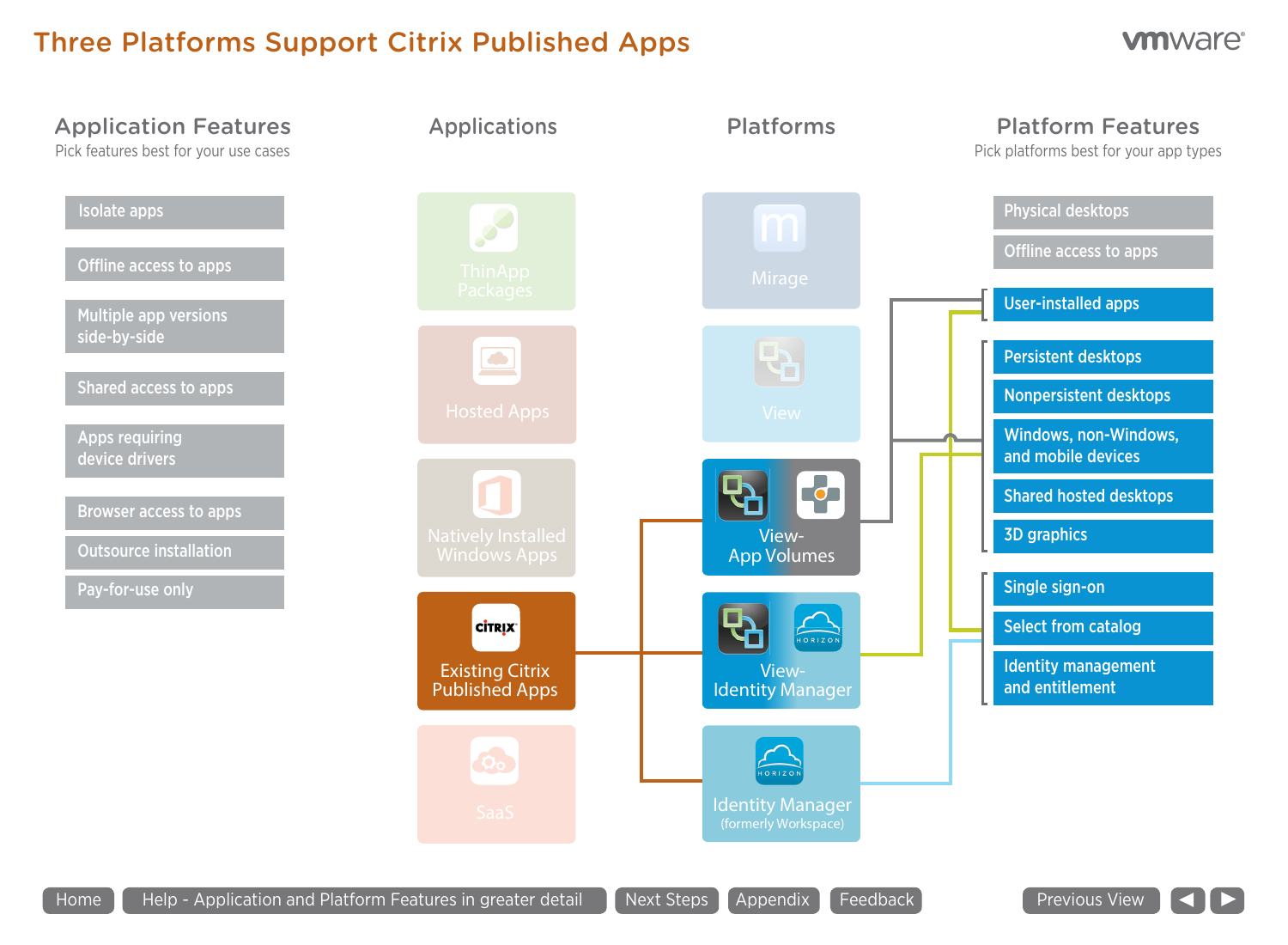# Three Platforms Support Citrix Published Apps

## Application Features

Pick features best for your use cases

- Isolate apps
- Offline access to apps
- Multiple app versions side-by-side
- Shared access to apps
- Apps requiring device drivers
- Browser access to apps
- Outsource installation
- Pay-for-use only

## Applications

- ThinApp Packages
- Hosted Apps
- Natively Installed Windows Apps
- Existing Citrix Published Apps
- SaaS

## Platforms

- Mirage
- View
- View-App Volumes
- View-Identity Manager
- Identity Manager (formerly Workspace)

## Platform Features

Pick platforms best for your app types

- Physical desktops
- Offline access to apps
- User-installed apps
- Persistent desktops
- Nonpersistent desktops
- Windows, non-Windows, and mobile devices
- Shared hosted desktops
- 3D graphics
- Single sign-on
- Select from catalog
- Identity management and entitlement

Home | Help - Application and Platform Features in greater detail | Next Steps | Appendix | Feedback | Previous View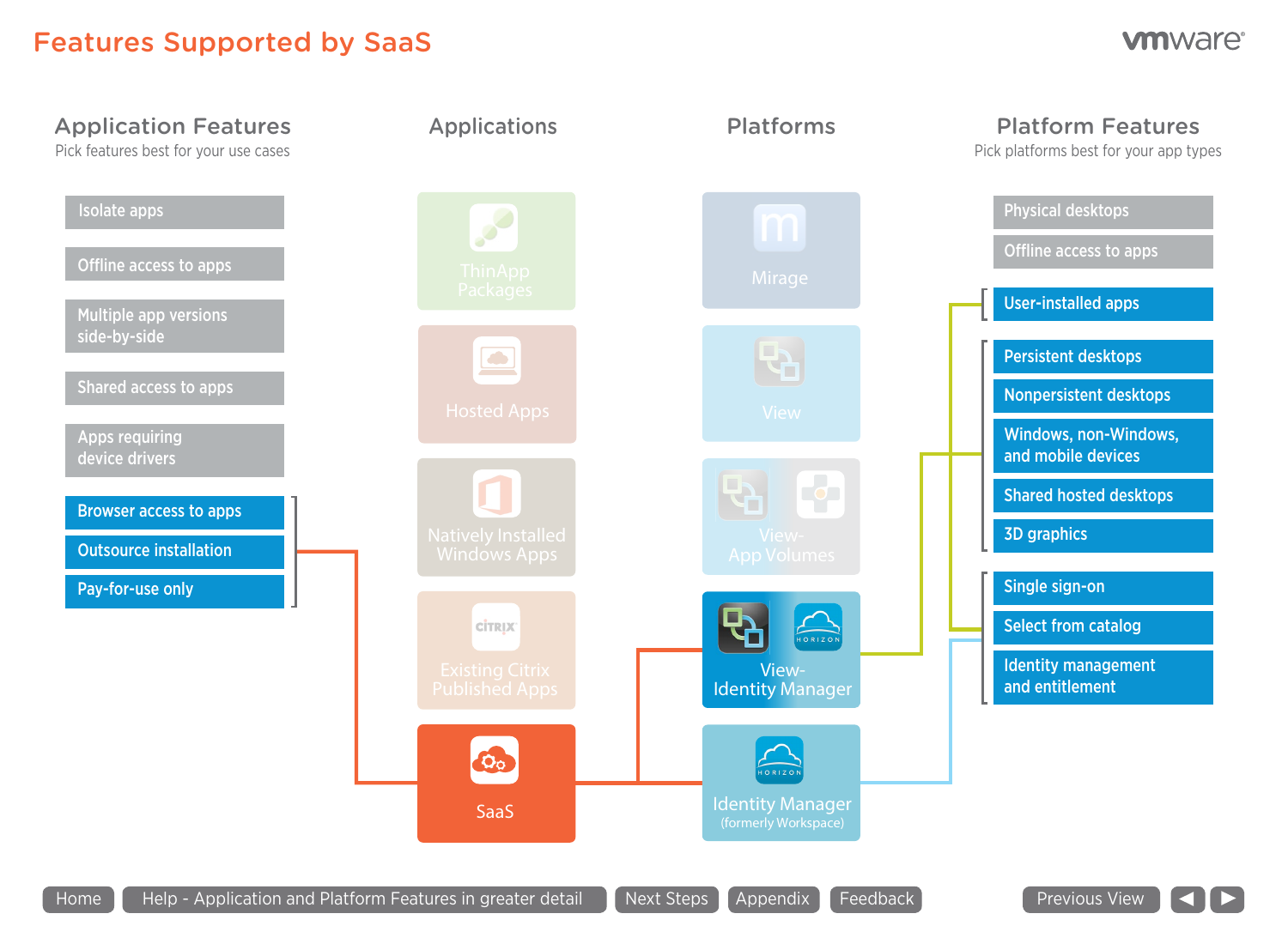# Features Supported by SaaS

## Application Features

Pick features best for your use cases

- Isolate apps
- Offline access to apps
- Multiple app versions side-by-side
- Shared access to apps
- Apps requiring device drivers
- Browser access to apps
- Outsource installation
- Pay-for-use only

## Applications

- ThinApp Packages
- Hosted Apps
- Natively Installed Windows Apps
- Existing Citrix Published Apps
- SaaS

## Platforms

- Mirage
- View
- View-App Volumes
- View-Identity Manager
- Identity Manager (formerly Workspace)

## Platform Features

Pick platforms best for your app types

- Physical desktops
- Offline access to apps
- User-installed apps
- Persistent desktops
- Nonpersistent desktops
- Windows, non-Windows, and mobile devices
- Shared hosted desktops
- 3D graphics
- Single sign-on
- Select from catalog
- Identity management and entitlement

Home | Help - Application and Platform Features in greater detail | Next Steps | Appendix | Feedback | Previous View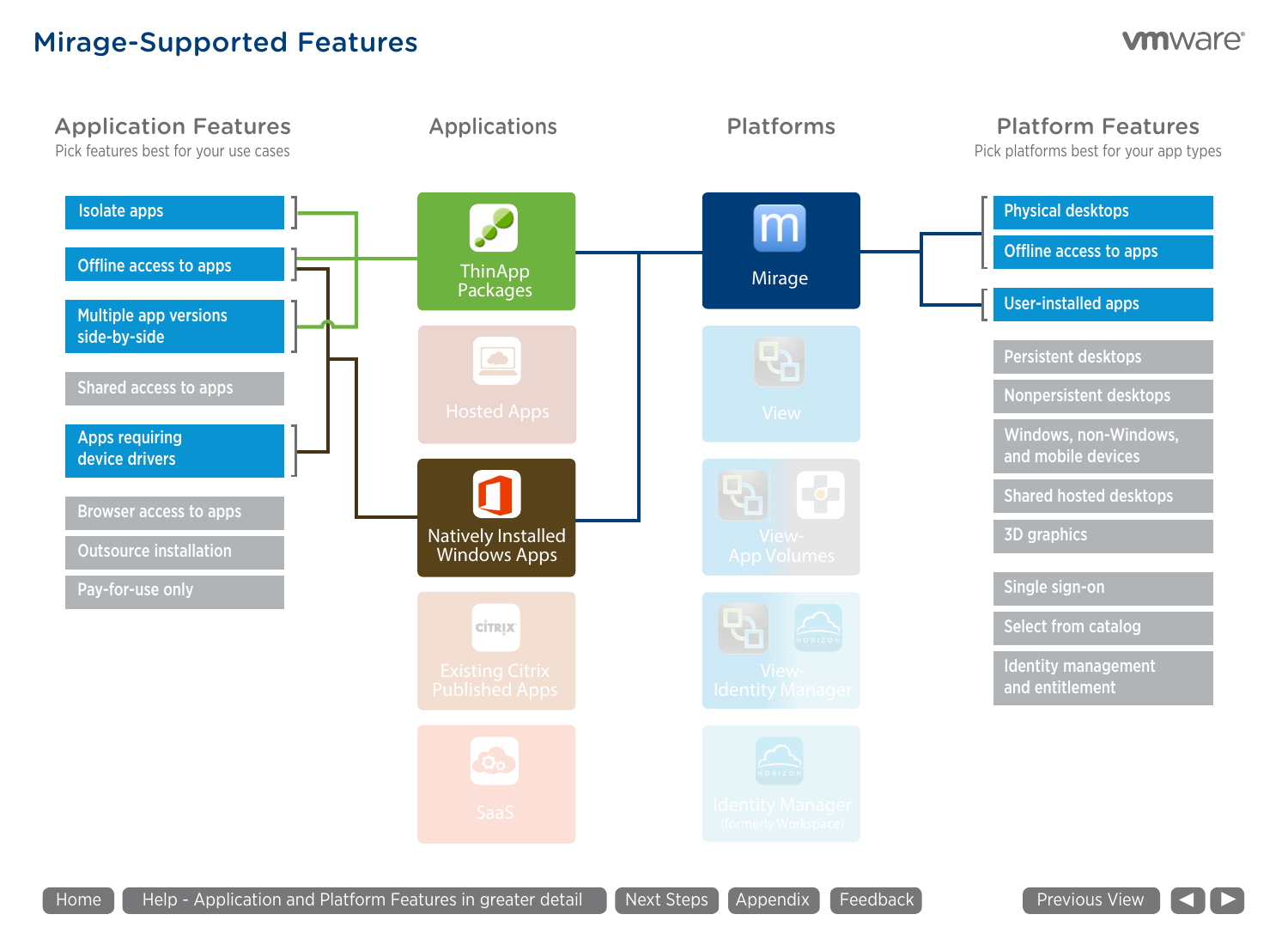# Mirage-Supported Features

## Application Features

Pick features best for your use cases

- Isolate apps
- Offline access to apps
- Multiple app versions side-by-side
- Shared access to apps
- Apps requiring device drivers
- Browser access to apps
- Outsource installation
- Pay-for-use only

## Applications

- ThinApp Packages
- Hosted Apps
- Natively Installed Windows Apps
- Existing Citrix Published Apps
- SaaS

## Platforms

- Mirage
- View
- View-App Volumes
- View-Identity Manager
- Identity Manager (formerly Workspace)

## Platform Features

Pick platforms best for your app types

- Physical desktops
- Offline access to apps
- User-installed apps
- Persistent desktops
- Nonpersistent desktops
- Windows, non-Windows, and mobile devices
- Shared hosted desktops
- 3D graphics
- Single sign-on
- Select from catalog
- Identity management and entitlement

Home | Help - Application and Platform Features in greater detail | Next Steps | Appendix | Feedback | Previous View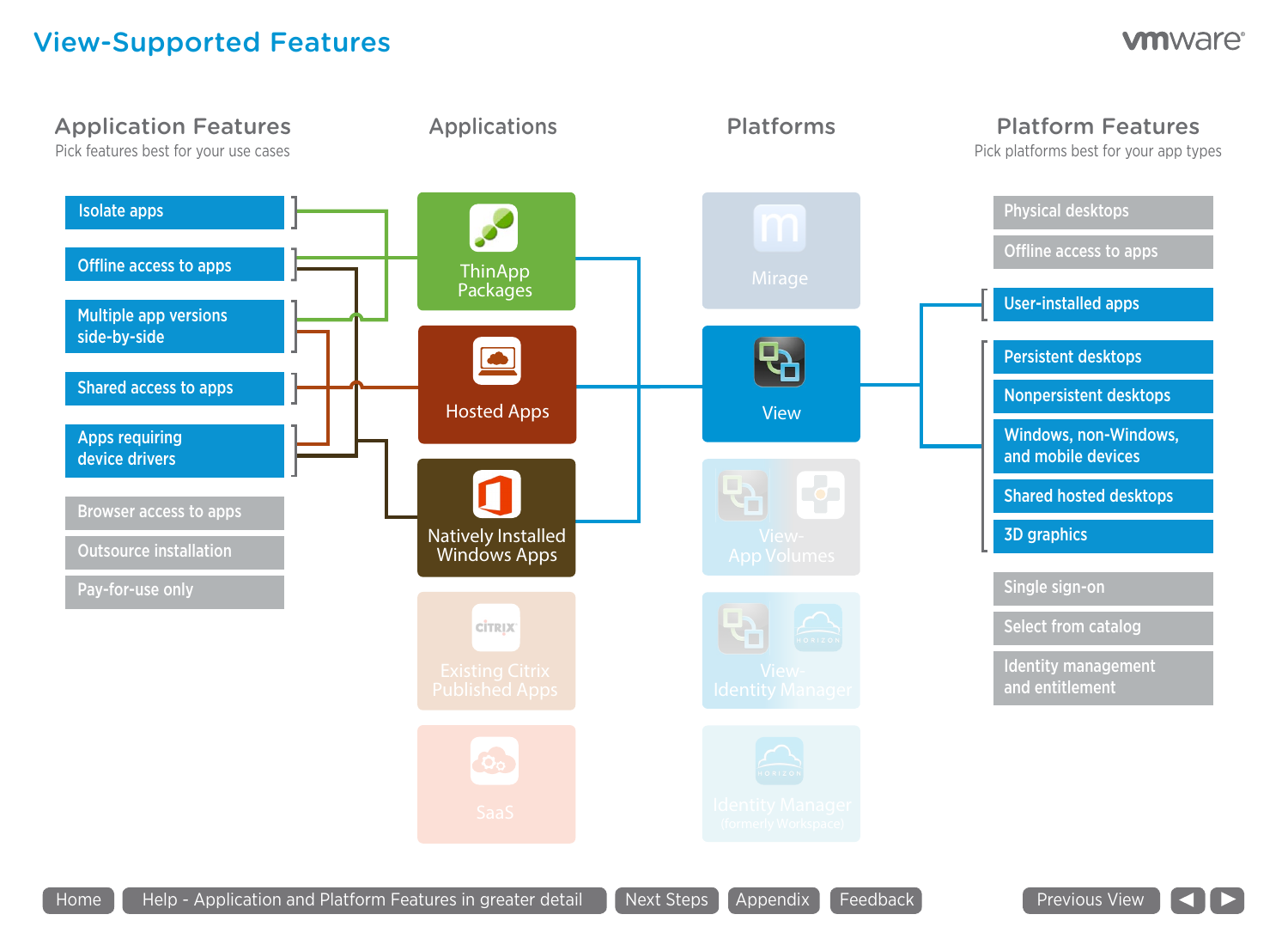# View-Supported Features

## Application Features

Pick features best for your use cases

- Isolate apps
- Offline access to apps
- Multiple app versions side-by-side
- Shared access to apps
- Apps requiring device drivers
- Browser access to apps
- Outsource installation
- Pay-for-use only

## Applications

- ThinApp Packages
- Hosted Apps
- Natively Installed Windows Apps
- Existing Citrix Published Apps
- SaaS

## Platforms

- Mirage
- View
- View-App Volumes
- View-Identity Manager
- Identity Manager (formerly Workspace)

## Platform Features

Pick platforms best for your app types

- Physical desktops
- Offline access to apps
- User-installed apps
- Persistent desktops
- Nonpersistent desktops
- Windows, non-Windows, and mobile devices
- Shared hosted desktops
- 3D graphics
- Single sign-on
- Select from catalog
- Identity management and entitlement

Home | Help - Application and Platform Features in greater detail | Next Steps | Appendix | Feedback | Previous View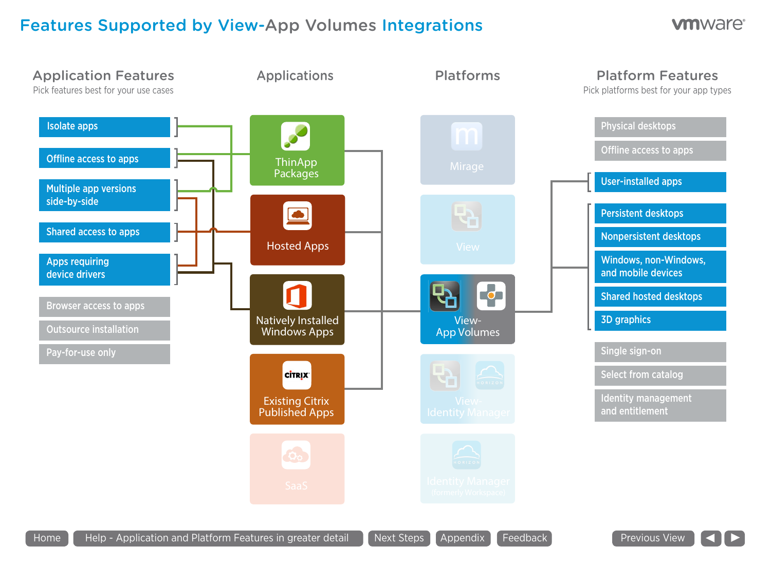# Features Supported by View-App Volumes Integrations

## Application Features

Pick features best for your use cases

- Isolate apps
- Offline access to apps
- Multiple app versions side-by-side
- Shared access to apps
- Apps requiring device drivers
- Browser access to apps
- Outsource installation
- Pay-for-use only

## Applications

- ThinApp Packages
- Hosted Apps
- Natively Installed Windows Apps
- Existing Citrix Published Apps
- SaaS

## Platforms

- Mirage
- View
- View-App Volumes
- View-Identity Manager
- Identity Manager (formerly Workspace)

## Platform Features

Pick platforms best for your app types

- Physical desktops
- Offline access to apps
- User-installed apps
- Persistent desktops
- Nonpersistent desktops
- Windows, non-Windows, and mobile devices
- Shared hosted desktops
- 3D graphics
- Single sign-on
- Select from catalog
- Identity management and entitlement

Home | Help - Application and Platform Features in greater detail | Next Steps | Appendix | Feedback | Previous View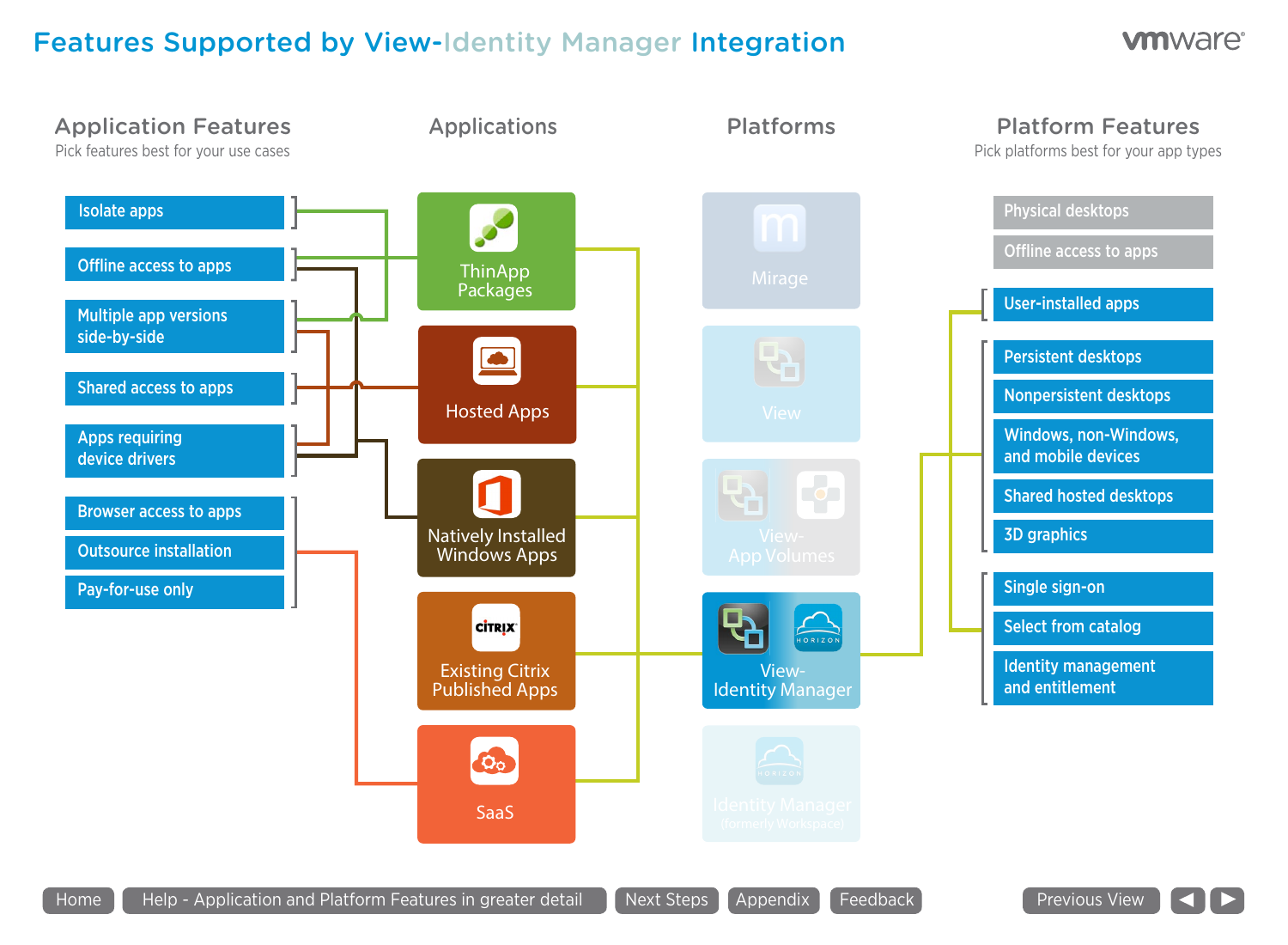# Features Supported by View-Identity Manager Integration

## Application Features

Pick features best for your use cases

- Isolate apps
- Offline access to apps
- Multiple app versions side-by-side
- Shared access to apps
- Apps requiring device drivers
- Browser access to apps
- Outsource installation
- Pay-for-use only

## Applications

- ThinApp Packages
- Hosted Apps
- Natively Installed Windows Apps
- Existing Citrix Published Apps
- SaaS

## Platforms

- Mirage
- View
- View-App Volumes
- View-Identity Manager
- Identity Manager (formerly Workspace)

## Platform Features

Pick platforms best for your app types

- Physical desktops
- Offline access to apps
- User-installed apps
- Persistent desktops
- Nonpersistent desktops
- Windows, non-Windows, and mobile devices
- Shared hosted desktops
- 3D graphics
- Single sign-on
- Select from catalog
- Identity management and entitlement

Home | Help - Application and Platform Features in greater detail | Next Steps | Appendix | Feedback | Previous View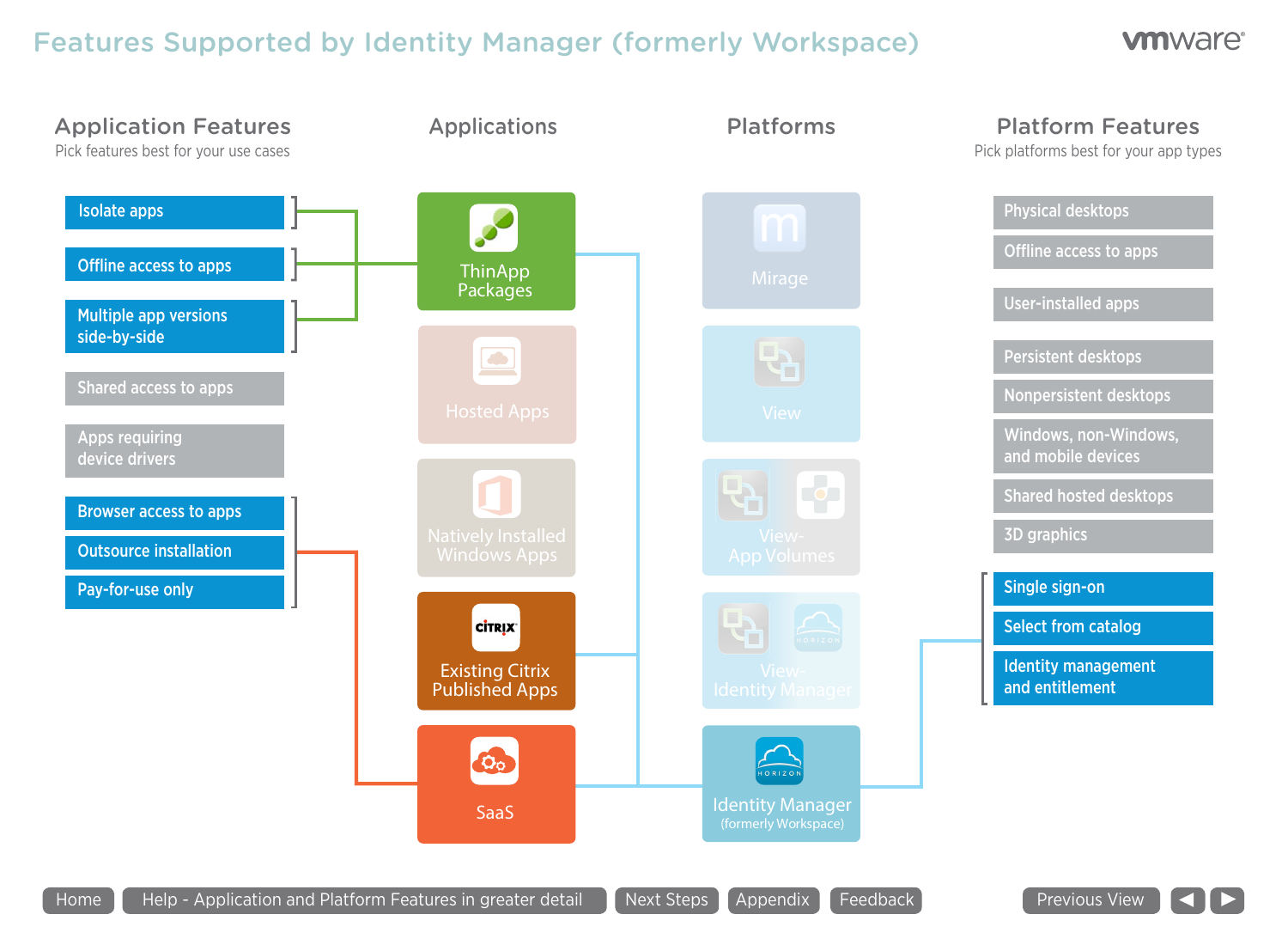# Features Supported by Identity Manager (formerly Workspace)

## Application Features

Pick features best for your use cases

- Isolate apps
- Offline access to apps
- Multiple app versions side-by-side
- Shared access to apps
- Apps requiring device drivers
- Browser access to apps
- Outsource installation
- Pay-for-use only

## Applications

- ThinApp Packages
- Hosted Apps
- Natively Installed Windows Apps
- Existing Citrix Published Apps
- SaaS

## Platforms

- Mirage
- View
- View-App Volumes
- View-Identity Manager
- Identity Manager (formerly Workspace)

## Platform Features

Pick platforms best for your app types

- Physical desktops
- Offline access to apps
- User-installed apps
- Persistent desktops
- Nonpersistent desktops
- Windows, non-Windows, and mobile devices
- Shared hosted desktops
- 3D graphics
- Single sign-on
- Select from catalog
- Identity management and entitlement

Home | Help - Application and Platform Features in greater detail | Next Steps | Appendix | Feedback | Previous View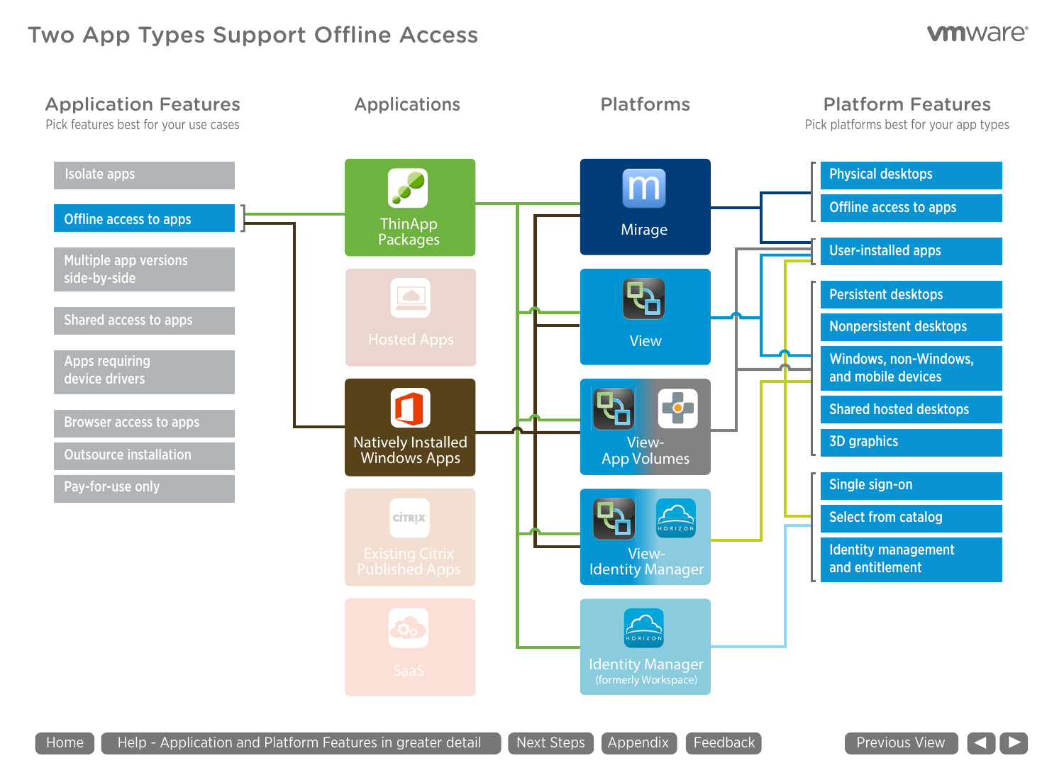# Two App Types Support Offline Access

## Application Features

Pick features best for your use cases

- Isolate apps
- Offline access to apps
- Multiple app versions side-by-side
- Shared access to apps
- Apps requiring device drivers
- Browser access to apps
- Outsource installation
- Pay-for-use only

## Applications

- ThinApp Packages
- Hosted Apps
- Natively Installed Windows Apps
- Existing Citrix Published Apps
- SaaS

## Platforms

- Mirage
- View
- View-App Volumes
- View-Identity Manager
- Identity Manager (formerly Workspace)

## Platform Features

Pick platforms best for your app types

- Physical desktops
- Offline access to apps
- User-installed apps
- Persistent desktops
- Nonpersistent desktops
- Windows, non-Windows, and mobile devices
- Shared hosted desktops
- 3D graphics
- Single sign-on
- Select from catalog
- Identity management and entitlement

Home | Help - Application and Platform Features in greater detail | Next Steps | Appendix | Feedback | Previous View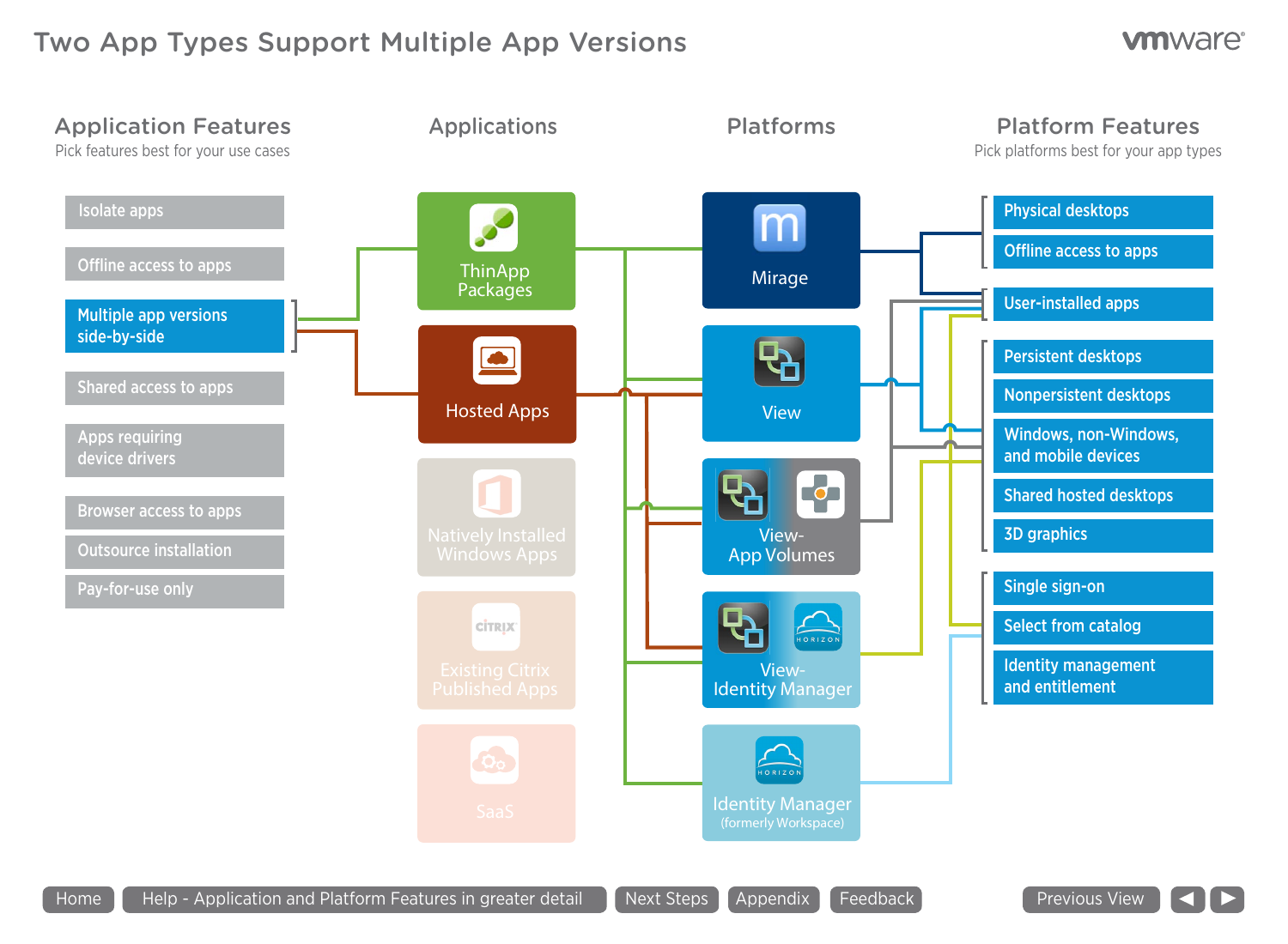# Two App Types Support Multiple App Versions

## Application Features

Pick features best for your use cases

- Isolate apps
- Offline access to apps
- Multiple app versions side-by-side
- Shared access to apps
- Apps requiring device drivers
- Browser access to apps
- Outsource installation
- Pay-for-use only

## Applications

- ThinApp Packages
- Hosted Apps
- Natively Installed Windows Apps
- Existing Citrix Published Apps
- SaaS

## Platforms

- Mirage
- View
- View-App Volumes
- View-Identity Manager
- Identity Manager (formerly Workspace)

## Platform Features

Pick platforms best for your app types

- Physical desktops
- Offline access to apps
- User-installed apps
- Persistent desktops
- Nonpersistent desktops
- Windows, non-Windows, and mobile devices
- Shared hosted desktops
- 3D graphics
- Single sign-on
- Select from catalog
- Identity management and entitlement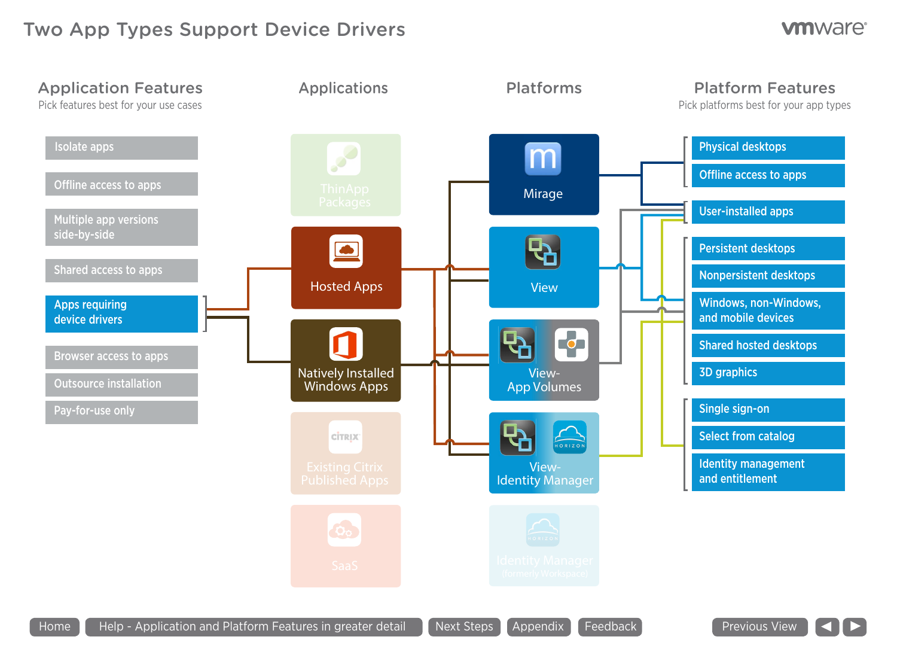# Two App Types Support Device Drivers

## Application Features

Pick features best for your use cases

- Isolate apps
- Offline access to apps
- Multiple app versions side-by-side
- Shared access to apps
- Apps requiring device drivers
- Browser access to apps
- Outsource installation
- Pay-for-use only

## Applications

- ThinApp Packages
- Hosted Apps
- Natively Installed Windows Apps
- Existing Citrix Published Apps
- SaaS

## Platforms

- Mirage
- View
- View-App Volumes
- View-Identity Manager
- Identity Manager (formerly Workspace)

## Platform Features

Pick platforms best for your app types

- Physical desktops
- Offline access to apps
- User-installed apps
- Persistent desktops
- Nonpersistent desktops
- Windows, non-Windows, and mobile devices
- Shared hosted desktops
- 3D graphics
- Single sign-on
- Select from catalog
- Identity management and entitlement

Home | Help - Application and Platform Features in greater detail | Next Steps | Appendix | Feedback | Previous View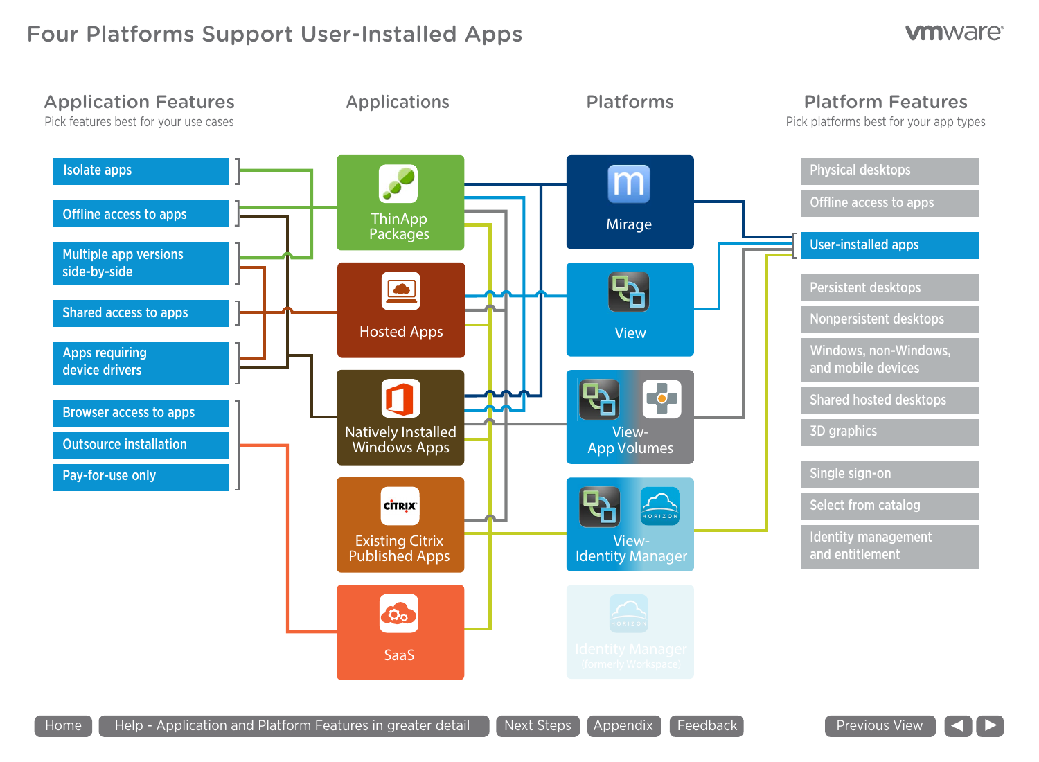# Four Platforms Support User-Installed Apps

vmware

## Application Features

Pick features best for your use cases

- Isolate apps
- Offline access to apps
- Multiple app versions side-by-side
- Shared access to apps
- Apps requiring device drivers
- Browser access to apps
- Outsource installation
- Pay-for-use only

## Applications

- ThinApp Packages
- Hosted Apps
- Natively Installed Windows Apps
- Existing Citrix Published Apps
- SaaS

## Platforms

- Mirage
- View
- View-App Volumes
- View-Identity Manager
- Identity Manager (formerly Workspace)

## Platform Features

Pick platforms best for your app types

- Physical desktops
- Offline access to apps
- User-installed apps
- Persistent desktops
- Nonpersistent desktops
- Windows, non-Windows, and mobile devices
- Shared hosted desktops
- 3D graphics
- Single sign-on
- Select from catalog
- Identity management and entitlement

Home | Help - Application and Platform Features in greater detail | Next Steps | Appendix | Feedback | Previous View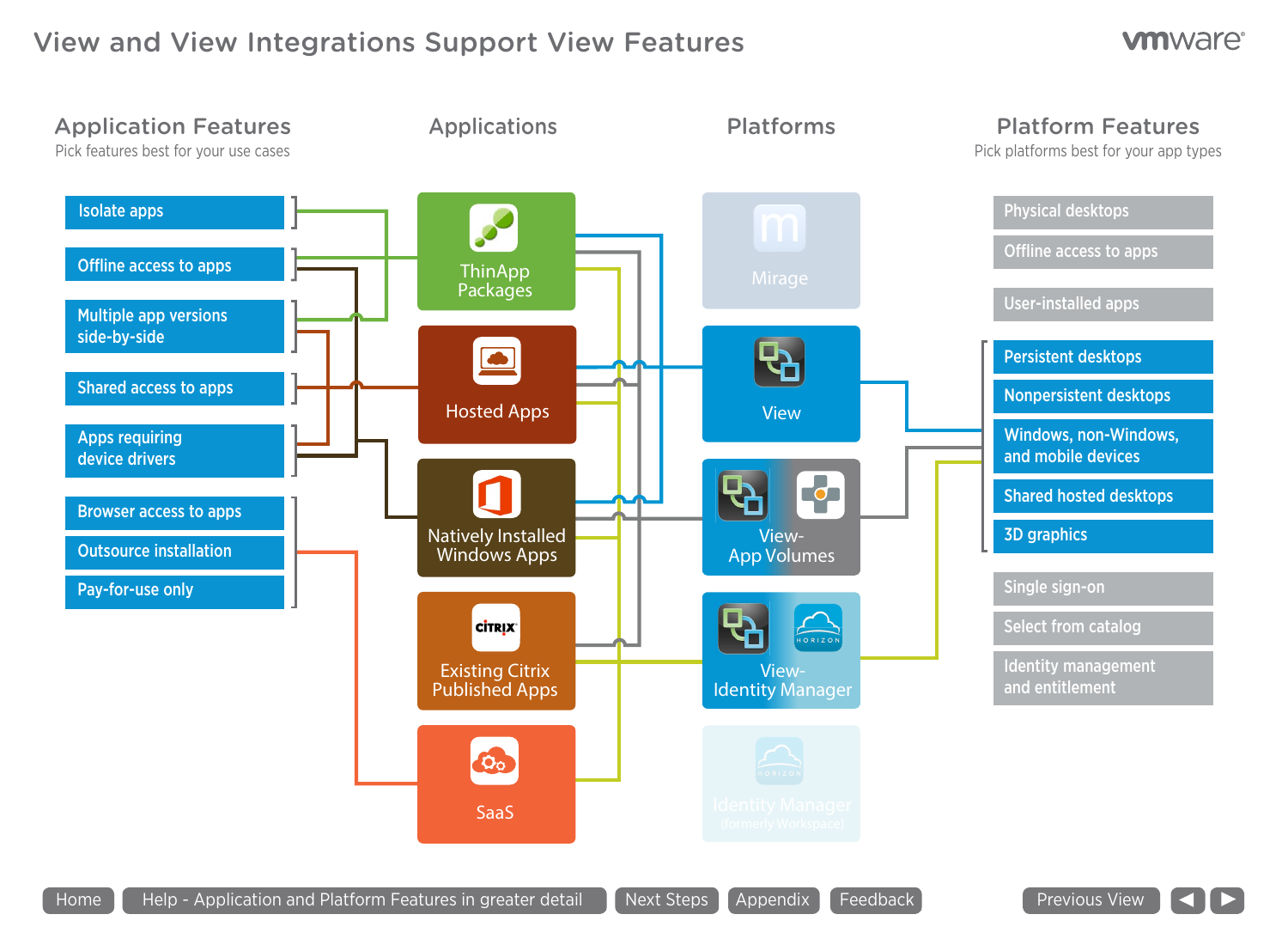# View and View Integrations Support View Features

## Application Features

Pick features best for your use cases

- Isolate apps
- Offline access to apps
- Multiple app versions side-by-side
- Shared access to apps
- Apps requiring device drivers
- Browser access to apps
- Outsource installation
- Pay-for-use only

## Applications

- ThinApp Packages
- Hosted Apps
- Natively Installed Windows Apps
- Existing Citrix Published Apps
- SaaS

## Platforms

- Mirage
- View
- View-App Volumes
- View-Identity Manager
- Identity Manager (formerly Workspace)

## Platform Features

Pick platforms best for your app types

- Physical desktops
- Offline access to apps
- User-installed apps
- Persistent desktops
- Nonpersistent desktops
- Windows, non-Windows, and mobile devices
- Shared hosted desktops
- 3D graphics
- Single sign-on
- Select from catalog
- Identity management and entitlement

Home | Help - Application and Platform Features in greater detail | Next Steps | Appendix | Feedback | Previous View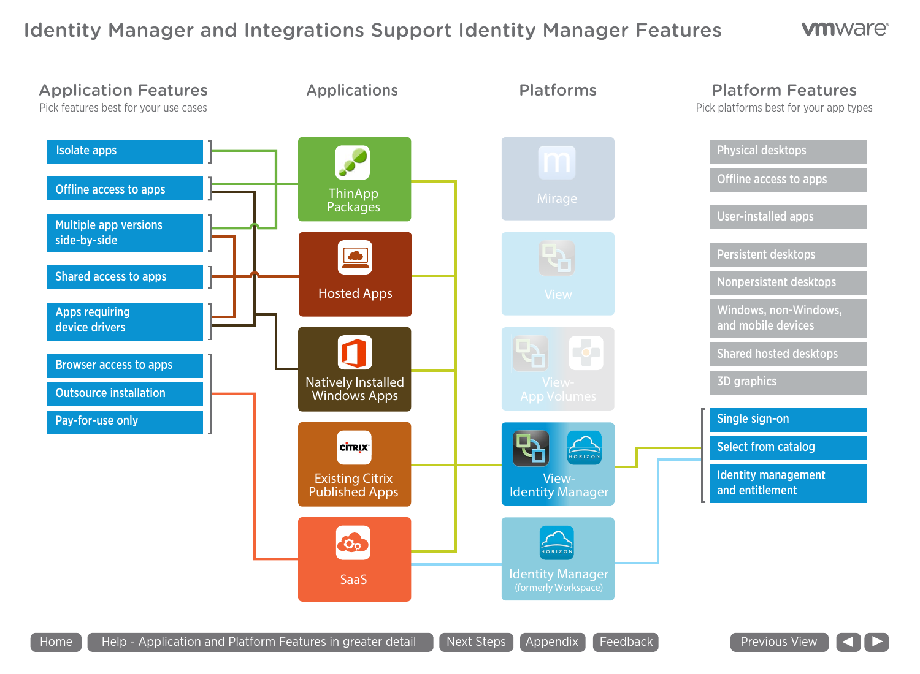# Identity Manager and Integrations Support Identity Manager Features

vmware

## Application Features

Pick features best for your use cases

- Isolate apps
- Offline access to apps
- Multiple app versions side-by-side
- Shared access to apps
- Apps requiring device drivers
- Browser access to apps
- Outsource installation
- Pay-for-use only

## Applications

- ThinApp Packages
- Hosted Apps
- Natively Installed Windows Apps
- Existing Citrix Published Apps
- SaaS

## Platforms

- Mirage
- View
- View-App Volumes
- View-Identity Manager
- Identity Manager (formerly Workspace)

## Platform Features

Pick platforms best for your app types

- Physical desktops
- Offline access to apps
- User-installed apps
- Persistent desktops
- Nonpersistent desktops
- Windows, non-Windows, and mobile devices
- Shared hosted desktops
- 3D graphics
- Single sign-on
- Select from catalog
- Identity management and entitlement

Home | Help - Application and Platform Features in greater detail | Next Steps | Appendix | Feedback | Previous View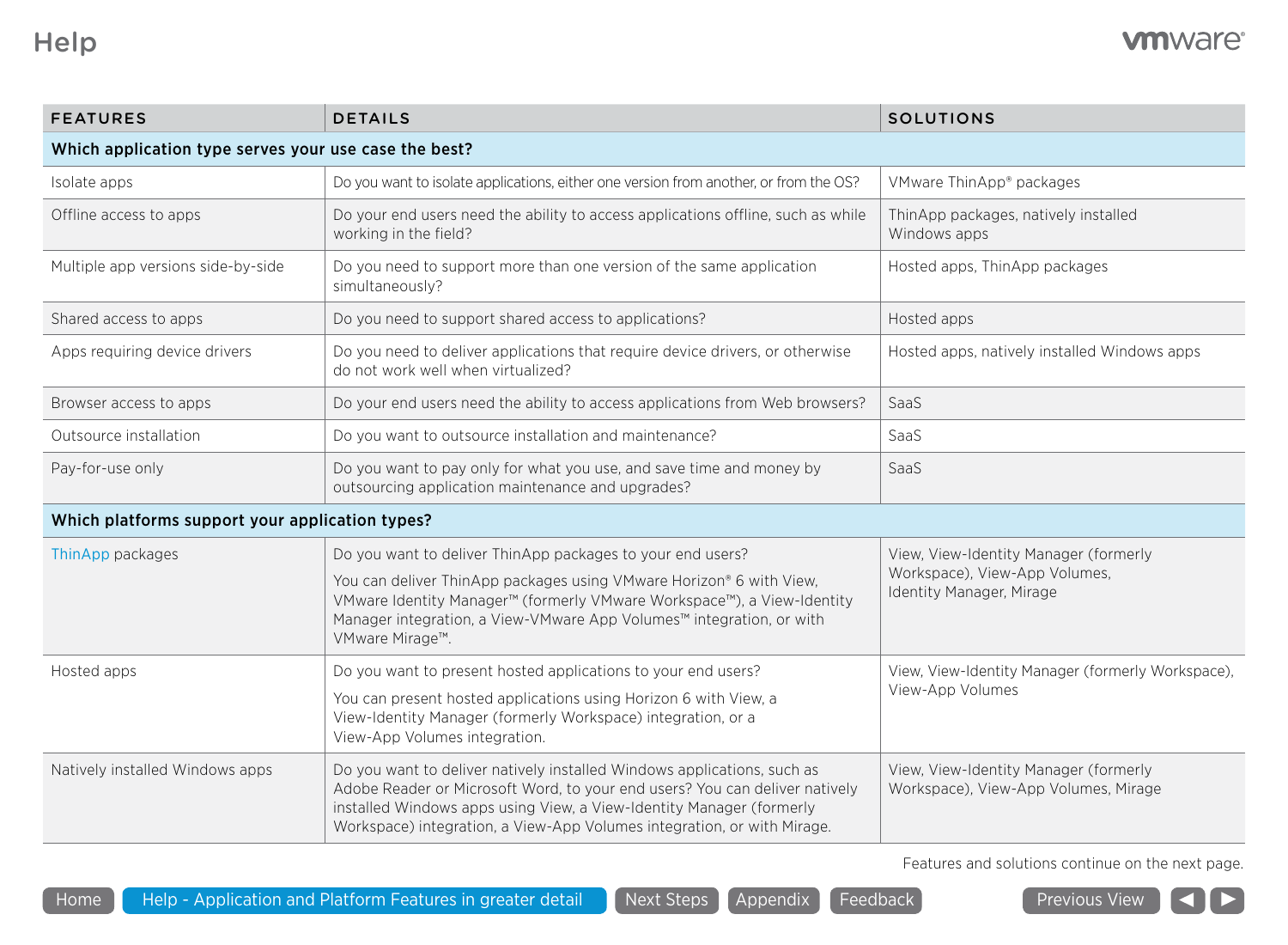# Help

| FEATURES | DETAILS | SOLUTIONS |
|---|---|---|
| **Which application type serves your use case the best?** | | |
| Isolate apps | Do you want to isolate applications, either one version from another, or from the OS? | VMware ThinApp® packages |
| Offline access to apps | Do your end users need the ability to access applications offline, such as while working in the field? | ThinApp packages, natively installed Windows apps |
| Multiple app versions side-by-side | Do you need to support more than one version of the same application simultaneously? | Hosted apps, ThinApp packages |
| Shared access to apps | Do you need to support shared access to applications? | Hosted apps |
| Apps requiring device drivers | Do you need to deliver applications that require device drivers, or otherwise do not work well when virtualized? | Hosted apps, natively installed Windows apps |
| Browser access to apps | Do your end users need the ability to access applications from Web browsers? | SaaS |
| Outsource installation | Do you want to outsource installation and maintenance? | SaaS |
| Pay-for-use only | Do you want to pay only for what you use, and save time and money by outsourcing application maintenance and upgrades? | SaaS |
| **Which platforms support your application types?** | | |
| ThinApp packages | Do you want to deliver ThinApp packages to your end users? You can deliver ThinApp packages using VMware Horizon® 6 with View, VMware Identity Manager™ (formerly VMware Workspace™), a View-Identity Manager integration, a View-VMware App Volumes™ integration, or with VMware Mirage™. | View, View-Identity Manager (formerly Workspace), View-App Volumes, Identity Manager, Mirage |
| Hosted apps | Do you want to present hosted applications to your end users? You can present hosted applications using Horizon 6 with View, a View-Identity Manager (formerly Workspace) integration, or a View-App Volumes integration. | View, View-Identity Manager (formerly Workspace), View-App Volumes |
| Natively installed Windows apps | Do you want to deliver natively installed Windows applications, such as Adobe Reader or Microsoft Word, to your end users? You can deliver natively installed Windows apps using View, a View-Identity Manager (formerly Workspace) integration, a View-App Volumes integration, or with Mirage. | View, View-Identity Manager (formerly Workspace), View-App Volumes, Mirage |

Features and solutions continue on the next page.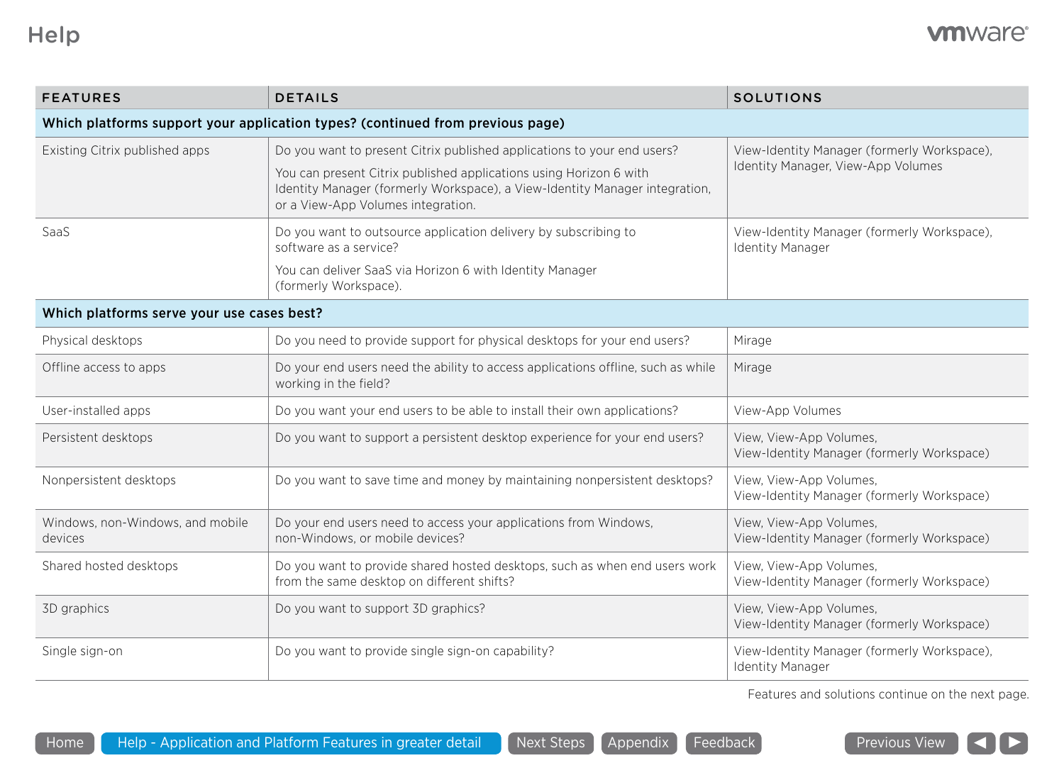# Help

| FEATURES | DETAILS | SOLUTIONS |
|---|---|---|
| **Which platforms support your application types? (continued from previous page)** | | |
| Existing Citrix published apps | Do you want to present Citrix published applications to your end users? You can present Citrix published applications using Horizon 6 with Identity Manager (formerly Workspace), a View-Identity Manager integration, or a View-App Volumes integration. | View-Identity Manager (formerly Workspace), Identity Manager, View-App Volumes |
| SaaS | Do you want to outsource application delivery by subscribing to software as a service? You can deliver SaaS via Horizon 6 with Identity Manager (formerly Workspace). | View-Identity Manager (formerly Workspace), Identity Manager |
| **Which platforms serve your use cases best?** | | |
| Physical desktops | Do you need to provide support for physical desktops for your end users? | Mirage |
| Offline access to apps | Do your end users need the ability to access applications offline, such as while working in the field? | Mirage |
| User-installed apps | Do you want your end users to be able to install their own applications? | View-App Volumes |
| Persistent desktops | Do you want to support a persistent desktop experience for your end users? | View, View-App Volumes, View-Identity Manager (formerly Workspace) |
| Nonpersistent desktops | Do you want to save time and money by maintaining nonpersistent desktops? | View, View-App Volumes, View-Identity Manager (formerly Workspace) |
| Windows, non-Windows, and mobile devices | Do your end users need to access your applications from Windows, non-Windows, or mobile devices? | View, View-App Volumes, View-Identity Manager (formerly Workspace) |
| Shared hosted desktops | Do you want to provide shared hosted desktops, such as when end users work from the same desktop on different shifts? | View, View-App Volumes, View-Identity Manager (formerly Workspace) |
| 3D graphics | Do you want to support 3D graphics? | View, View-App Volumes, View-Identity Manager (formerly Workspace) |
| Single sign-on | Do you want to provide single sign-on capability? | View-Identity Manager (formerly Workspace), Identity Manager |

Features and solutions continue on the next page.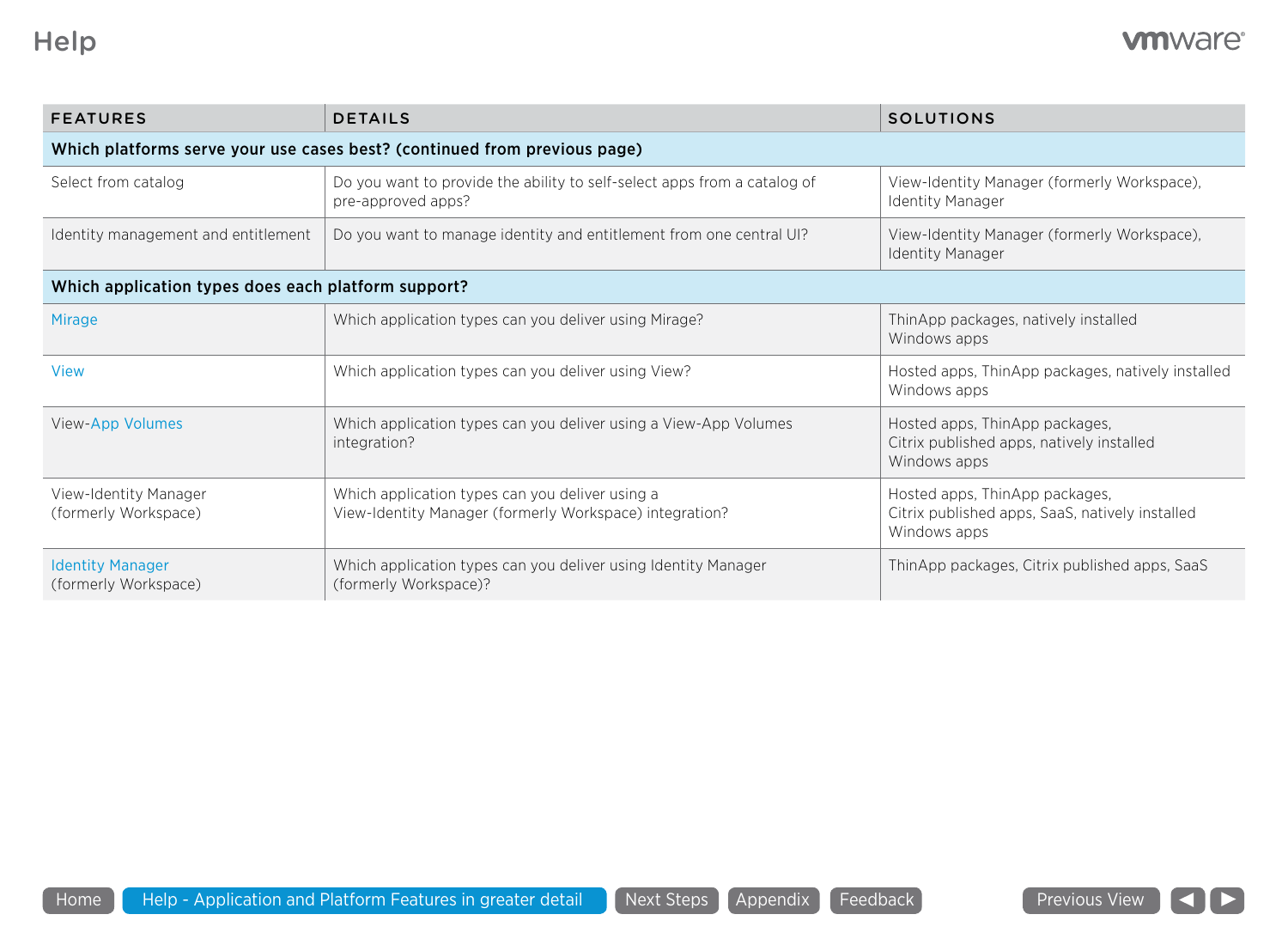# Help

| FEATURES | DETAILS | SOLUTIONS |
|---|---|---|
| **Which platforms serve your use cases best? (continued from previous page)** | | |
| Select from catalog | Do you want to provide the ability to self-select apps from a catalog of pre-approved apps? | View-Identity Manager (formerly Workspace), Identity Manager |
| Identity management and entitlement | Do you want to manage identity and entitlement from one central UI? | View-Identity Manager (formerly Workspace), Identity Manager |
| **Which application types does each platform support?** | | |
| Mirage | Which application types can you deliver using Mirage? | ThinApp packages, natively installed Windows apps |
| View | Which application types can you deliver using View? | Hosted apps, ThinApp packages, natively installed Windows apps |
| View-App Volumes | Which application types can you deliver using a View-App Volumes integration? | Hosted apps, ThinApp packages, Citrix published apps, natively installed Windows apps |
| View-Identity Manager (formerly Workspace) | Which application types can you deliver using a View-Identity Manager (formerly Workspace) integration? | Hosted apps, ThinApp packages, Citrix published apps, SaaS, natively installed Windows apps |
| Identity Manager (formerly Workspace) | Which application types can you deliver using Identity Manager (formerly Workspace)? | ThinApp packages, Citrix published apps, SaaS |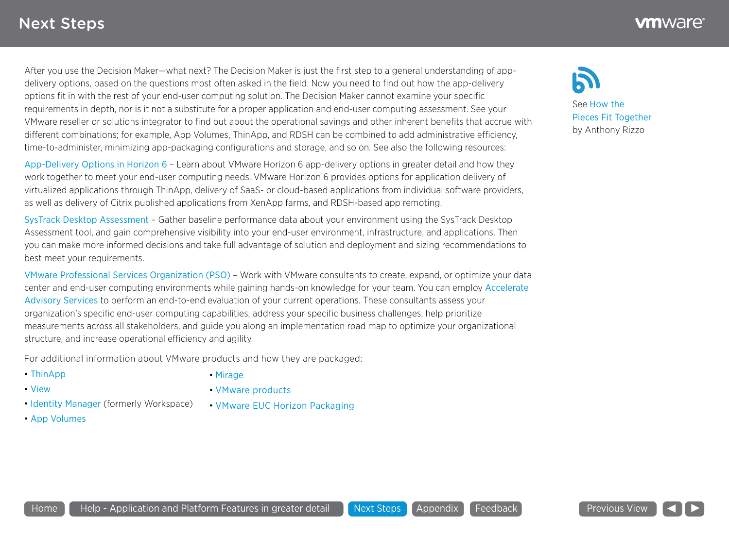# Next Steps

After you use the Decision Maker—what next? The Decision Maker is just the first step to a general understanding of app-delivery options, based on the questions most often asked in the field. Now you need to find out how the app-delivery options fit in with the rest of your end-user computing solution. The Decision Maker cannot examine your specific requirements in depth, nor is it not a substitute for a proper application and end-user computing assessment. See your VMware reseller or solutions integrator to find out about the operational savings and other inherent benefits that accrue with different combinations; for example, App Volumes, ThinApp, and RDSH can be combined to add administrative efficiency, time-to-administer, minimizing app-packaging configurations and storage, and so on. See also the following resources:

App-Delivery Options in Horizon 6 – Learn about VMware Horizon 6 app-delivery options in greater detail and how they work together to meet your end-user computing needs. VMware Horizon 6 provides options for application delivery of virtualized applications through ThinApp, delivery of SaaS- or cloud-based applications from individual software providers, as well as delivery of Citrix published applications from XenApp farms, and RDSH-based app remoting.

SysTrack Desktop Assessment – Gather baseline performance data about your environment using the SysTrack Desktop Assessment tool, and gain comprehensive visibility into your end-user environment, infrastructure, and applications. Then you can make more informed decisions and take full advantage of solution and deployment and sizing recommendations to best meet your requirements.

VMware Professional Services Organization (PSO) – Work with VMware consultants to create, expand, or optimize your data center and end-user computing environments while gaining hands-on knowledge for your team. You can employ Accelerate Advisory Services to perform an end-to-end evaluation of your current operations. These consultants assess your organization's specific end-user computing capabilities, address your specific business challenges, help prioritize measurements across all stakeholders, and guide you along an implementation road map to optimize your organizational structure, and increase operational efficiency and agility.

For additional information about VMware products and how they are packaged:

- ThinApp
- View
- Identity Manager (formerly Workspace)
- App Volumes
- Mirage
- VMware products
- VMware EUC Horizon Packaging

See How the Pieces Fit Together by Anthony Rizzo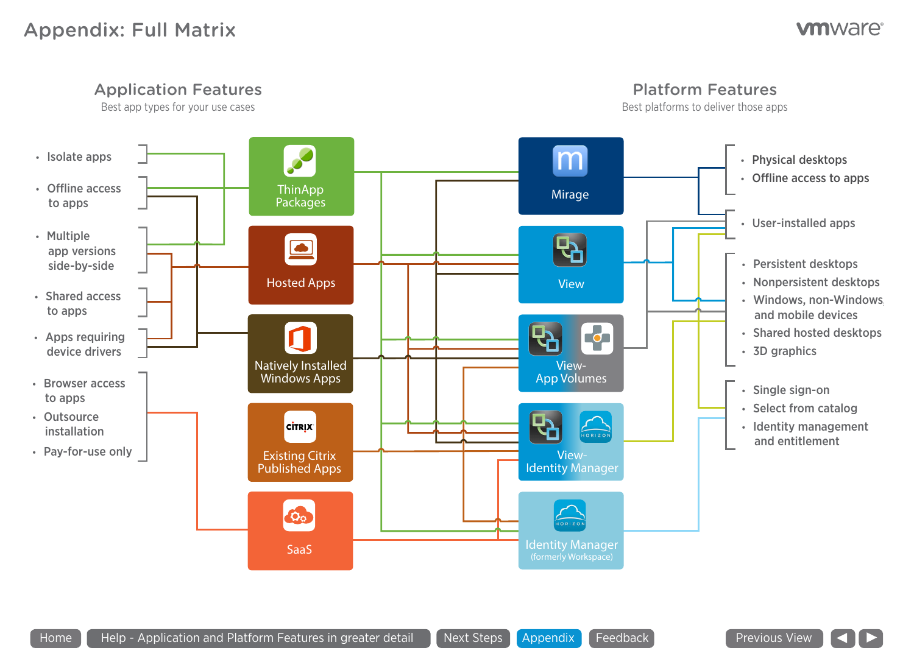# Appendix: Full Matrix

## Application Features

Best app types for your use cases

- Isolate apps
- Offline access to apps
- Multiple app versions side-by-side
- Shared access to apps
- Apps requiring device drivers
- Browser access to apps
- Outsource installation
- Pay-for-use only

ThinApp Packages

Hosted Apps

Natively Installed Windows Apps

Existing Citrix Published Apps

SaaS

## Platform Features

Best platforms to deliver those apps

Mirage

View

View-App Volumes

View-Identity Manager

Identity Manager (formerly Workspace)

- Physical desktops
- Offline access to apps

- User-installed apps

- Persistent desktops
- Nonpersistent desktops
- Windows, non-Windows, and mobile devices
- Shared hosted desktops
- 3D graphics

- Single sign-on
- Select from catalog
- Identity management and entitlement

Home | Help - Application and Platform Features in greater detail | Next Steps | Appendix | Feedback | Previous View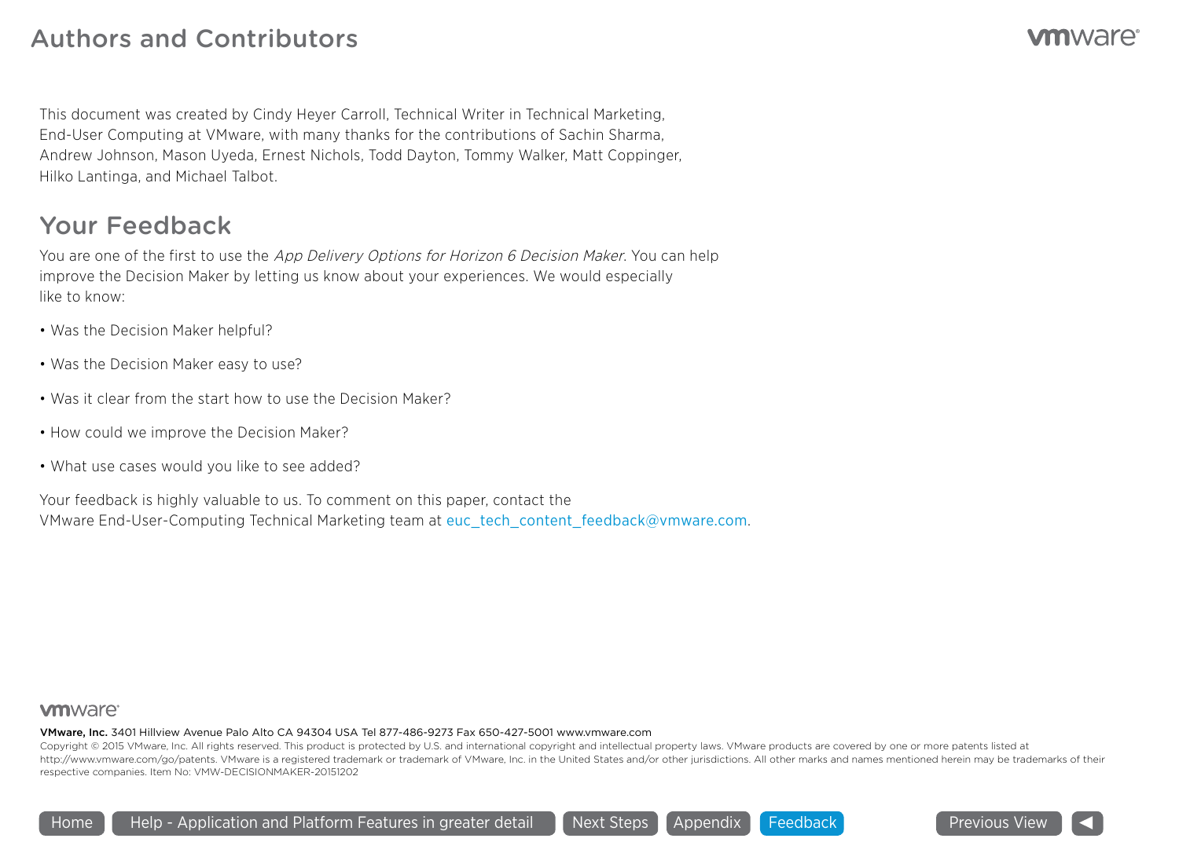# Authors and Contributors

This document was created by Cindy Heyer Carroll, Technical Writer in Technical Marketing, End-User Computing at VMware, with many thanks for the contributions of Sachin Sharma, Andrew Johnson, Mason Uyeda, Ernest Nichols, Todd Dayton, Tommy Walker, Matt Coppinger, Hilko Lantinga, and Michael Talbot.

## Your Feedback

You are one of the first to use the *App Delivery Options for Horizon 6 Decision Maker*. You can help improve the Decision Maker by letting us know about your experiences. We would especially like to know:

- Was the Decision Maker helpful?
- Was the Decision Maker easy to use?
- Was it clear from the start how to use the Decision Maker?
- How could we improve the Decision Maker?
- What use cases would you like to see added?

Your feedback is highly valuable to us. To comment on this paper, contact the VMware End-User-Computing Technical Marketing team at euc_tech_content_feedback@vmware.com.

**VMware, Inc.** 3401 Hillview Avenue Palo Alto CA 94304 USA Tel 877-486-9273 Fax 650-427-5001 www.vmware.com

Copyright © 2015 VMware, Inc. All rights reserved. This product is protected by U.S. and international copyright and intellectual property laws. VMware products are covered by one or more patents listed at http://www.vmware.com/go/patents. VMware is a registered trademark or trademark of VMware, Inc. in the United States and/or other jurisdictions. All other marks and names mentioned herein may be trademarks of their respective companies. Item No: VMW-DECISIONMAKER-20151202